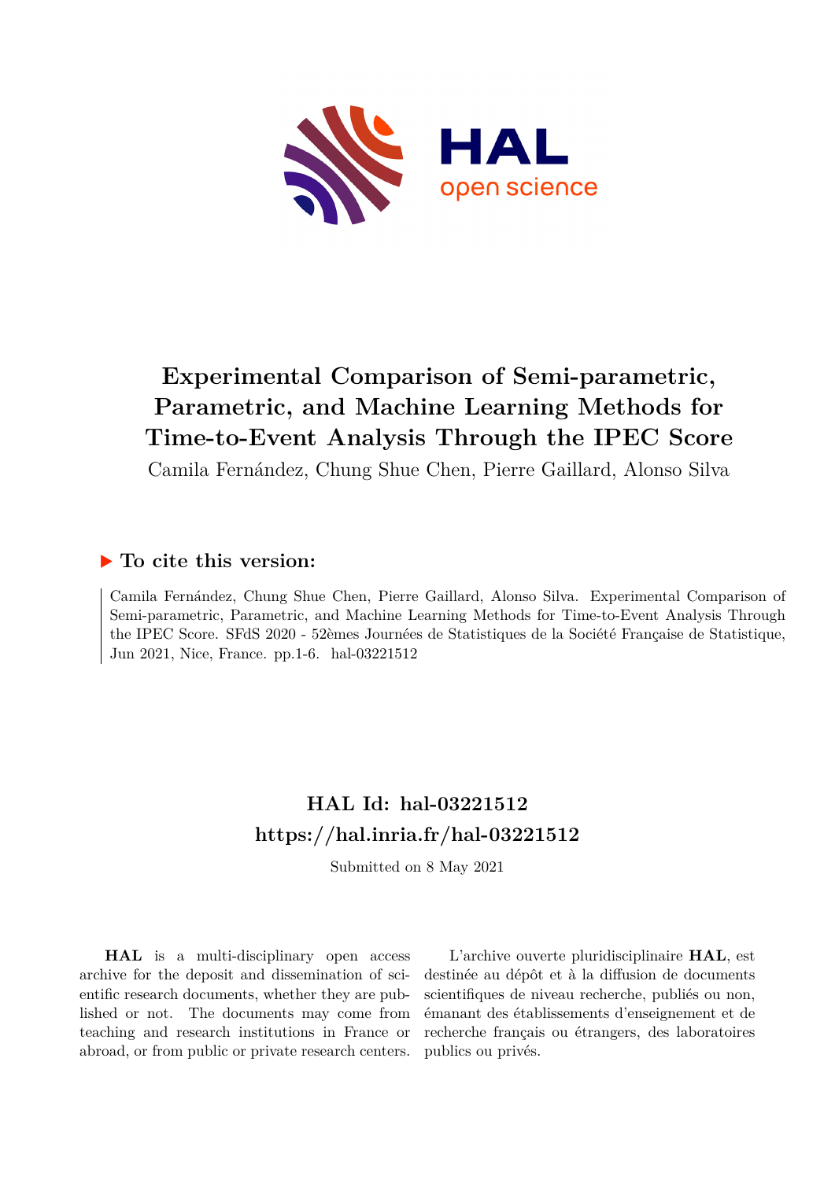# Experimental Comparison of Semi-parametric, Parametric, and Machine Learning Methods for Time-to-Event Analysis Through the IPEC Score

Camila Fernández, Chung Shue Chen, Pierre Gaillard, Alonso Silva

## ▶ To cite this version:

Camila Fernández, Chung Shue Chen, Pierre Gaillard, Alonso Silva. Experimental Comparison of Semi-parametric, Parametric, and Machine Learning Methods for Time-to-Event Analysis Through the IPEC Score. SFdS 2020 - 52èmes Journées de Statistiques de la Société Française de Statistique, Jun 2021, Nice, France. pp.1-6. hal-03221512

## HAL Id: hal-03221512
## https://hal.inria.fr/hal-03221512

Submitted on 8 May 2021

**HAL** is a multi-disciplinary open access archive for the deposit and dissemination of scientific research documents, whether they are published or not. The documents may come from teaching and research institutions in France or abroad, or from public or private research centers.

L'archive ouverte pluridisciplinaire **HAL**, est destinée au dépôt et à la diffusion de documents scientifiques de niveau recherche, publiés ou non, émanant des établissements d'enseignement et de recherche français ou étrangers, des laboratoires publics ou privés.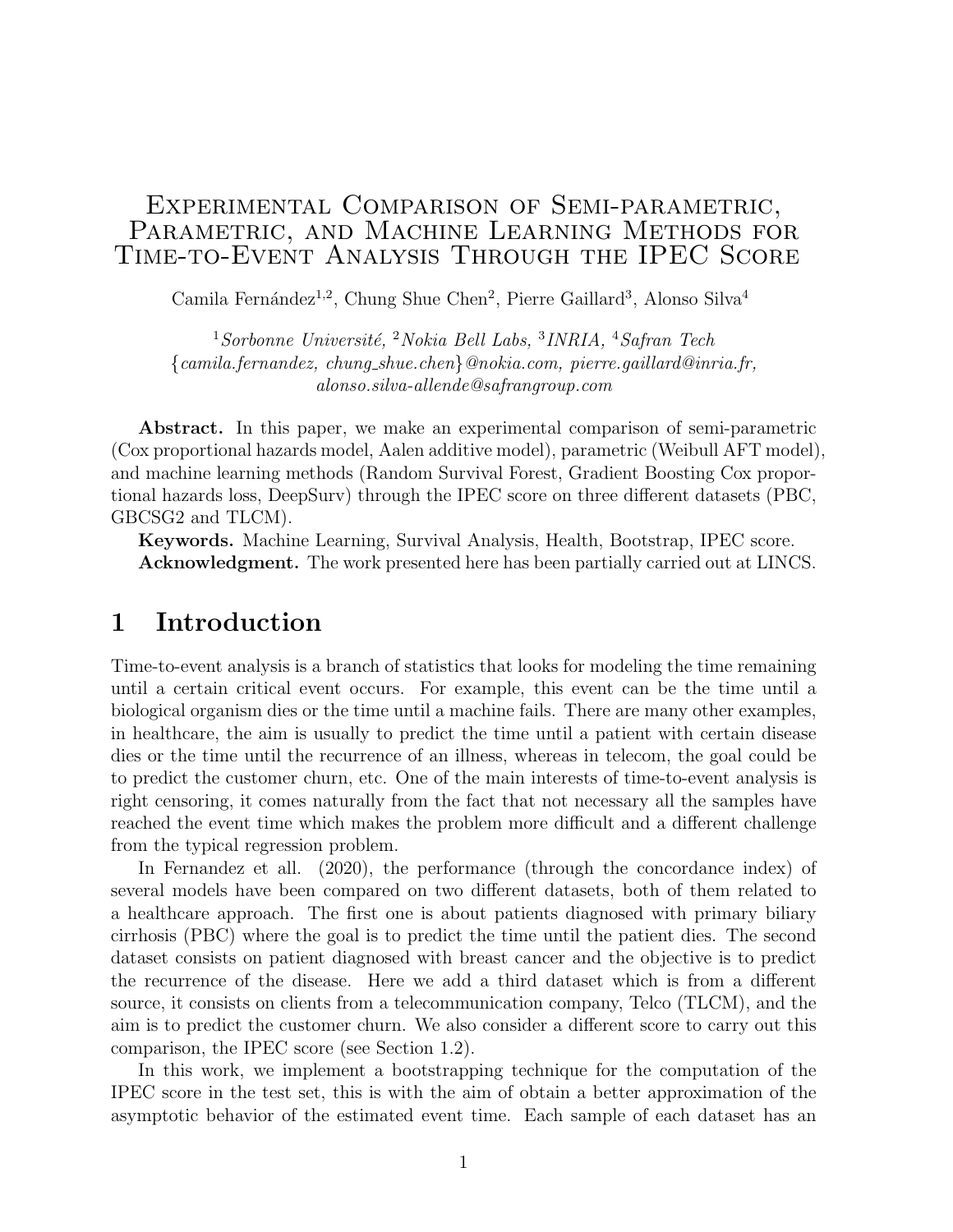# Experimental Comparison of Semi-parametric, Parametric, and Machine Learning Methods for Time-to-Event Analysis Through the IPEC Score

Camila Fernández[1,2], Chung Shue Chen[2], Pierre Gaillard[3], Alonso Silva[4]

[1]*Sorbonne Université,* [2]*Nokia Bell Labs,* [3]*INRIA,* [4]*Safran Tech*
*{camila.fernandez, chung_shue.chen}@nokia.com, pierre.gaillard@inria.fr, alonso.silva-allende@safrangroup.com*

**Abstract.** In this paper, we make an experimental comparison of semi-parametric (Cox proportional hazards model, Aalen additive model), parametric (Weibull AFT model), and machine learning methods (Random Survival Forest, Gradient Boosting Cox proportional hazards loss, DeepSurv) through the IPEC score on three different datasets (PBC, GBCSG2 and TLCM).

**Keywords.** Machine Learning, Survival Analysis, Health, Bootstrap, IPEC score.

**Acknowledgment.** The work presented here has been partially carried out at LINCS.

# 1 Introduction

Time-to-event analysis is a branch of statistics that looks for modeling the time remaining until a certain critical event occurs. For example, this event can be the time until a biological organism dies or the time until a machine fails. There are many other examples, in healthcare, the aim is usually to predict the time until a patient with certain disease dies or the time until the recurrence of an illness, whereas in telecom, the goal could be to predict the customer churn, etc. One of the main interests of time-to-event analysis is right censoring, it comes naturally from the fact that not necessary all the samples have reached the event time which makes the problem more difficult and a different challenge from the typical regression problem.

In Fernandez et all. (2020), the performance (through the concordance index) of several models have been compared on two different datasets, both of them related to a healthcare approach. The first one is about patients diagnosed with primary biliary cirrhosis (PBC) where the goal is to predict the time until the patient dies. The second dataset consists on patient diagnosed with breast cancer and the objective is to predict the recurrence of the disease. Here we add a third dataset which is from a different source, it consists on clients from a telecommunication company, Telco (TLCM), and the aim is to predict the customer churn. We also consider a different score to carry out this comparison, the IPEC score (see Section 1.2).

In this work, we implement a bootstrapping technique for the computation of the IPEC score in the test set, this is with the aim of obtain a better approximation of the asymptotic behavior of the estimated event time. Each sample of each dataset has an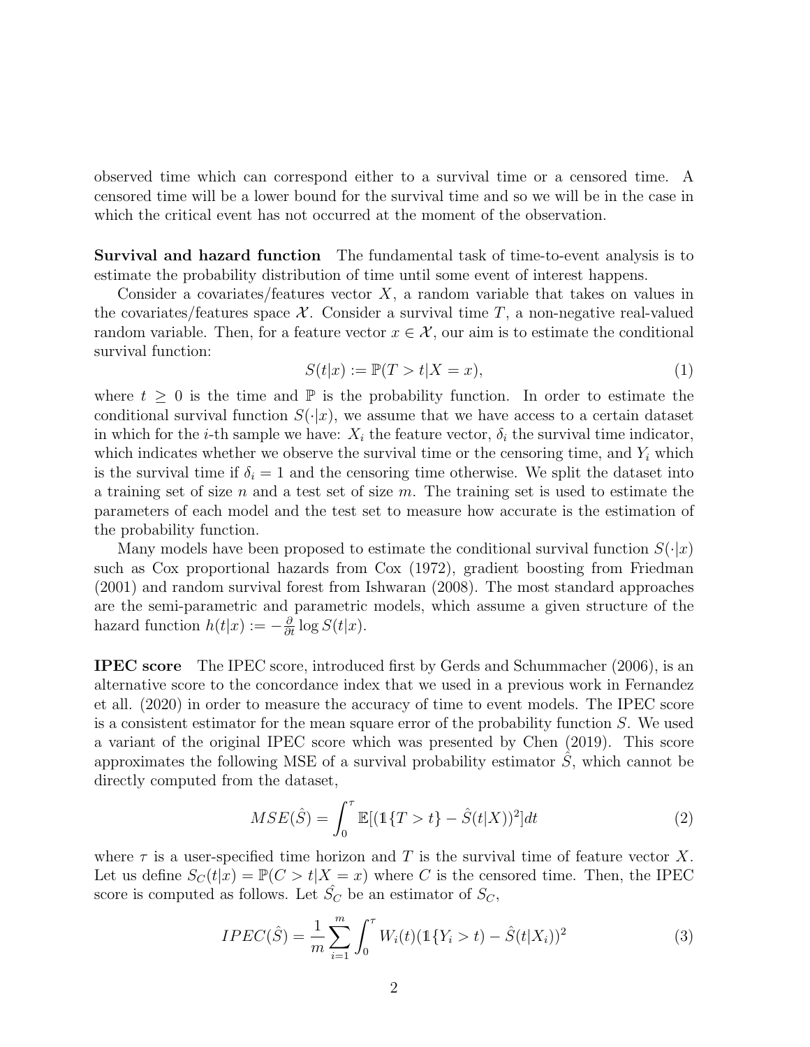observed time which can correspond either to a survival time or a censored time. A censored time will be a lower bound for the survival time and so we will be in the case in which the critical event has not occurred at the moment of the observation.

**Survival and hazard function** The fundamental task of time-to-event analysis is to estimate the probability distribution of time until some event of interest happens.

Consider a covariates/features vector $X$, a random variable that takes on values in the covariates/features space $\mathcal{X}$. Consider a survival time $T$, a non-negative real-valued random variable. Then, for a feature vector $x \in \mathcal{X}$, our aim is to estimate the conditional survival function:

$$S(t|x) := \mathbb{P}(T > t|X = x), \tag{1}$$

where $t \geq 0$ is the time and $\mathbb{P}$ is the probability function. In order to estimate the conditional survival function $S(\cdot|x)$, we assume that we have access to a certain dataset in which for the $i$-th sample we have: $X_i$ the feature vector, $\delta_i$ the survival time indicator, which indicates whether we observe the survival time or the censoring time, and $Y_i$ which is the survival time if $\delta_i = 1$ and the censoring time otherwise. We split the dataset into a training set of size $n$ and a test set of size $m$. The training set is used to estimate the parameters of each model and the test set to measure how accurate is the estimation of the probability function.

Many models have been proposed to estimate the conditional survival function $S(\cdot|x)$ such as Cox proportional hazards from Cox (1972), gradient boosting from Friedman (2001) and random survival forest from Ishwaran (2008). The most standard approaches are the semi-parametric and parametric models, which assume a given structure of the hazard function $h(t|x) := -\frac{\partial}{\partial t} \log S(t|x)$.

**IPEC score** The IPEC score, introduced first by Gerds and Schummacher (2006), is an alternative score to the concordance index that we used in a previous work in Fernandez et all. (2020) in order to measure the accuracy of time to event models. The IPEC score is a consistent estimator for the mean square error of the probability function $S$. We used a variant of the original IPEC score which was presented by Chen (2019). This score approximates the following MSE of a survival probability estimator $\hat{S}$, which cannot be directly computed from the dataset,

$$MSE(\hat{S}) = \int_0^{\tau} \mathbb{E}[(\mathbb{1}\{T > t\} - \hat{S}(t|X))^2]dt \tag{2}$$

where $\tau$ is a user-specified time horizon and $T$ is the survival time of feature vector $X$. Let us define $S_C(t|x) = \mathbb{P}(C > t|X = x)$ where $C$ is the censored time. Then, the IPEC score is computed as follows. Let $\hat{S_C}$ be an estimator of $S_C$,

$$IPEC(\hat{S}) = \frac{1}{m} \sum_{i=1}^{m} \int_0^{\tau} W_i(t)(\mathbb{1}\{Y_i > t) - \hat{S}(t|X_i))^2 \tag{3}$$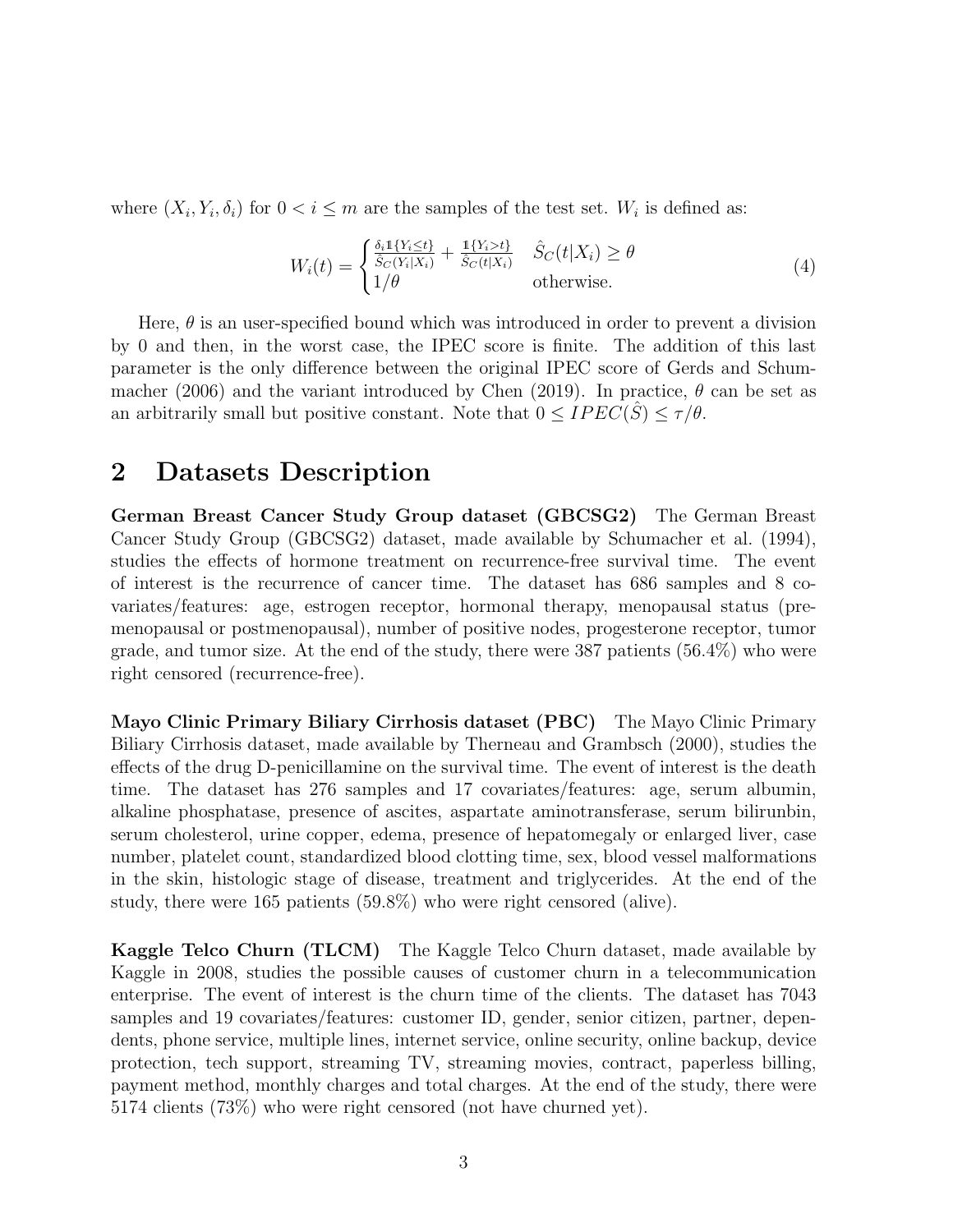where $(X_i, Y_i, \delta_i)$ for $0 < i \leq m$ are the samples of the test set. $W_i$ is defined as:

$$
W_i(t) = \begin{cases} \frac{\delta_i \mathbb{1}\{Y_i \leq t\}}{\hat{S}_C(Y_i|X_i)} + \frac{\mathbb{1}\{Y_i > t\}}{\hat{S}_C(t|X_i)} & \hat{S}_C(t|X_i) \geq \theta \\ 1/\theta & \text{otherwise.} \end{cases} \tag{4}
$$

Here, $\theta$ is an user-specified bound which was introduced in order to prevent a division by 0 and then, in the worst case, the IPEC score is finite. The addition of this last parameter is the only difference between the original IPEC score of Gerds and Schumacher (2006) and the variant introduced by Chen (2019). In practice, $\theta$ can be set as an arbitrarily small but positive constant. Note that $0 \leq IPEC(\hat{S}) \leq \tau/\theta$.

## 2 Datasets Description

**German Breast Cancer Study Group dataset (GBCSG2)** The German Breast Cancer Study Group (GBCSG2) dataset, made available by Schumacher et al. (1994), studies the effects of hormone treatment on recurrence-free survival time. The event of interest is the recurrence of cancer time. The dataset has 686 samples and 8 covariates/features: age, estrogen receptor, hormonal therapy, menopausal status (premenopausal or postmenopausal), number of positive nodes, progesterone receptor, tumor grade, and tumor size. At the end of the study, there were 387 patients (56.4%) who were right censored (recurrence-free).

**Mayo Clinic Primary Biliary Cirrhosis dataset (PBC)** The Mayo Clinic Primary Biliary Cirrhosis dataset, made available by Therneau and Grambsch (2000), studies the effects of the drug D-penicillamine on the survival time. The event of interest is the death time. The dataset has 276 samples and 17 covariates/features: age, serum albumin, alkaline phosphatase, presence of ascites, aspartate aminotransferase, serum bilirunbin, serum cholesterol, urine copper, edema, presence of hepatomegaly or enlarged liver, case number, platelet count, standardized blood clotting time, sex, blood vessel malformations in the skin, histologic stage of disease, treatment and triglycerides. At the end of the study, there were 165 patients (59.8%) who were right censored (alive).

**Kaggle Telco Churn (TLCM)** The Kaggle Telco Churn dataset, made available by Kaggle in 2008, studies the possible causes of customer churn in a telecommunication enterprise. The event of interest is the churn time of the clients. The dataset has 7043 samples and 19 covariates/features: customer ID, gender, senior citizen, partner, dependents, phone service, multiple lines, internet service, online security, online backup, device protection, tech support, streaming TV, streaming movies, contract, paperless billing, payment method, monthly charges and total charges. At the end of the study, there were 5174 clients (73%) who were right censored (not have churned yet).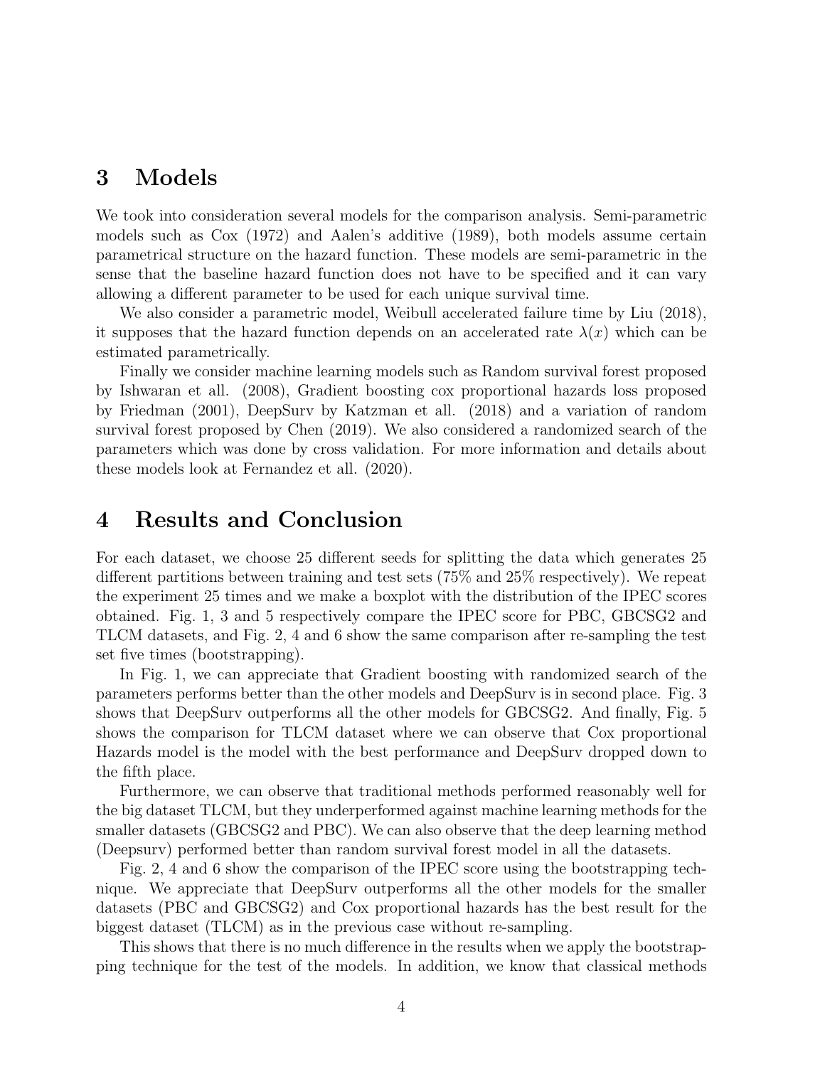# 3 Models

We took into consideration several models for the comparison analysis. Semi-parametric models such as Cox (1972) and Aalen's additive (1989), both models assume certain parametrical structure on the hazard function. These models are semi-parametric in the sense that the baseline hazard function does not have to be specified and it can vary allowing a different parameter to be used for each unique survival time.

We also consider a parametric model, Weibull accelerated failure time by Liu (2018), it supposes that the hazard function depends on an accelerated rate $\lambda(x)$ which can be estimated parametrically.

Finally we consider machine learning models such as Random survival forest proposed by Ishwaran et all. (2008), Gradient boosting cox proportional hazards loss proposed by Friedman (2001), DeepSurv by Katzman et all. (2018) and a variation of random survival forest proposed by Chen (2019). We also considered a randomized search of the parameters which was done by cross validation. For more information and details about these models look at Fernandez et all. (2020).

# 4 Results and Conclusion

For each dataset, we choose 25 different seeds for splitting the data which generates 25 different partitions between training and test sets (75% and 25% respectively). We repeat the experiment 25 times and we make a boxplot with the distribution of the IPEC scores obtained. Fig. 1, 3 and 5 respectively compare the IPEC score for PBC, GBCSG2 and TLCM datasets, and Fig. 2, 4 and 6 show the same comparison after re-sampling the test set five times (bootstrapping).

In Fig. 1, we can appreciate that Gradient boosting with randomized search of the parameters performs better than the other models and DeepSurv is in second place. Fig. 3 shows that DeepSurv outperforms all the other models for GBCSG2. And finally, Fig. 5 shows the comparison for TLCM dataset where we can observe that Cox proportional Hazards model is the model with the best performance and DeepSurv dropped down to the fifth place.

Furthermore, we can observe that traditional methods performed reasonably well for the big dataset TLCM, but they underperformed against machine learning methods for the smaller datasets (GBCSG2 and PBC). We can also observe that the deep learning method (Deepsurv) performed better than random survival forest model in all the datasets.

Fig. 2, 4 and 6 show the comparison of the IPEC score using the bootstrapping technique. We appreciate that DeepSurv outperforms all the other models for the smaller datasets (PBC and GBCSG2) and Cox proportional hazards has the best result for the biggest dataset (TLCM) as in the previous case without re-sampling.

This shows that there is no much difference in the results when we apply the bootstrapping technique for the test of the models. In addition, we know that classical methods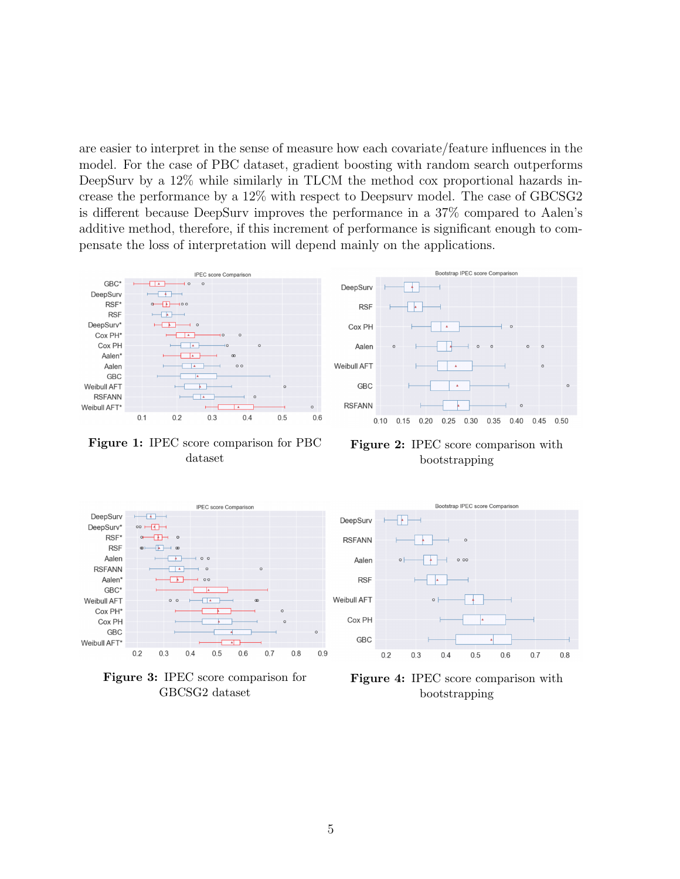are easier to interpret in the sense of measure how each covariate/feature influences in the model. For the case of PBC dataset, gradient boosting with random search outperforms DeepSurv by a 12% while similarly in TLCM the method cox proportional hazards increase the performance by a 12% with respect to Deepsurv model. The case of GBCSG2 is different because DeepSurv improves the performance in a 37% compared to Aalen's additive method, therefore, if this increment of performance is significant enough to compensate the loss of interpretation will depend mainly on the applications.

**Figure 1:** IPEC score comparison for PBC dataset

**Figure 2:** IPEC score comparison with bootstrapping

**Figure 3:** IPEC score comparison for GBCSG2 dataset

**Figure 4:** IPEC score comparison with bootstrapping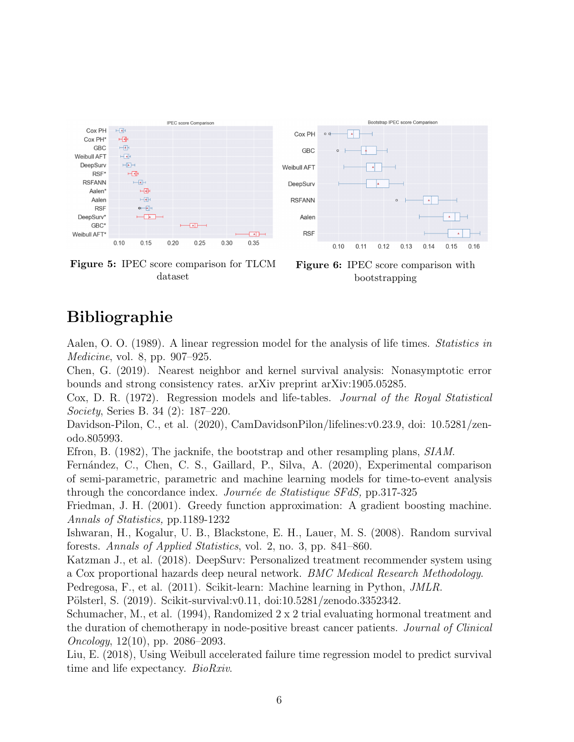IPEC score Comparison

Cox PH
Cox PH*
GBC
Weibull AFT
DeepSurv
RSF*
RSFANN
Aalen*
Aalen
RSF
DeepSurv*
GBC*
Weibull AFT*

0.10 0.15 0.20 0.25 0.30 0.35

**Figure 5:** IPEC score comparison for TLCM dataset

Bootstrap IPEC score Comparison

Cox PH
GBC
Weibull AFT
DeepSurv
RSFANN
Aalen
RSF

0.10 0.11 0.12 0.13 0.14 0.15 0.16

**Figure 6:** IPEC score comparison with bootstrapping

# Bibliographie

Aalen, O. O. (1989). A linear regression model for the analysis of life times. *Statistics in Medicine*, vol. 8, pp. 907–925.

Chen, G. (2019). Nearest neighbor and kernel survival analysis: Nonasymptotic error bounds and strong consistency rates. arXiv preprint arXiv:1905.05285.

Cox, D. R. (1972). Regression models and life-tables. *Journal of the Royal Statistical Society*, Series B. 34 (2): 187–220.

Davidson-Pilon, C., et al. (2020), CamDavidsonPilon/lifelines:v0.23.9, doi: 10.5281/zenodo.805993.

Efron, B. (1982), The jacknife, the bootstrap and other resampling plans, *SIAM*.

Fernández, C., Chen, C. S., Gaillard, P., Silva, A. (2020), Experimental comparison of semi-parametric, parametric and machine learning models for time-to-event analysis through the concordance index. *Journée de Statistique SFdS,* pp.317-325

Friedman, J. H. (2001). Greedy function approximation: A gradient boosting machine. *Annals of Statistics,* pp.1189-1232

Ishwaran, H., Kogalur, U. B., Blackstone, E. H., Lauer, M. S. (2008). Random survival forests. *Annals of Applied Statistics*, vol. 2, no. 3, pp. 841–860.

Katzman J., et al. (2018). DeepSurv: Personalized treatment recommender system using a Cox proportional hazards deep neural network. *BMC Medical Research Methodology.*

Pedregosa, F., et al. (2011). Scikit-learn: Machine learning in Python, *JMLR*.

Pölsterl, S. (2019). Scikit-survival:v0.11, doi:10.5281/zenodo.3352342.

Schumacher, M., et al. (1994), Randomized 2 x 2 trial evaluating hormonal treatment and the duration of chemotherapy in node-positive breast cancer patients. *Journal of Clinical Oncology*, 12(10), pp. 2086–2093.

Liu, E. (2018), Using Weibull accelerated failure time regression model to predict survival time and life expectancy. *BioRxiv*.